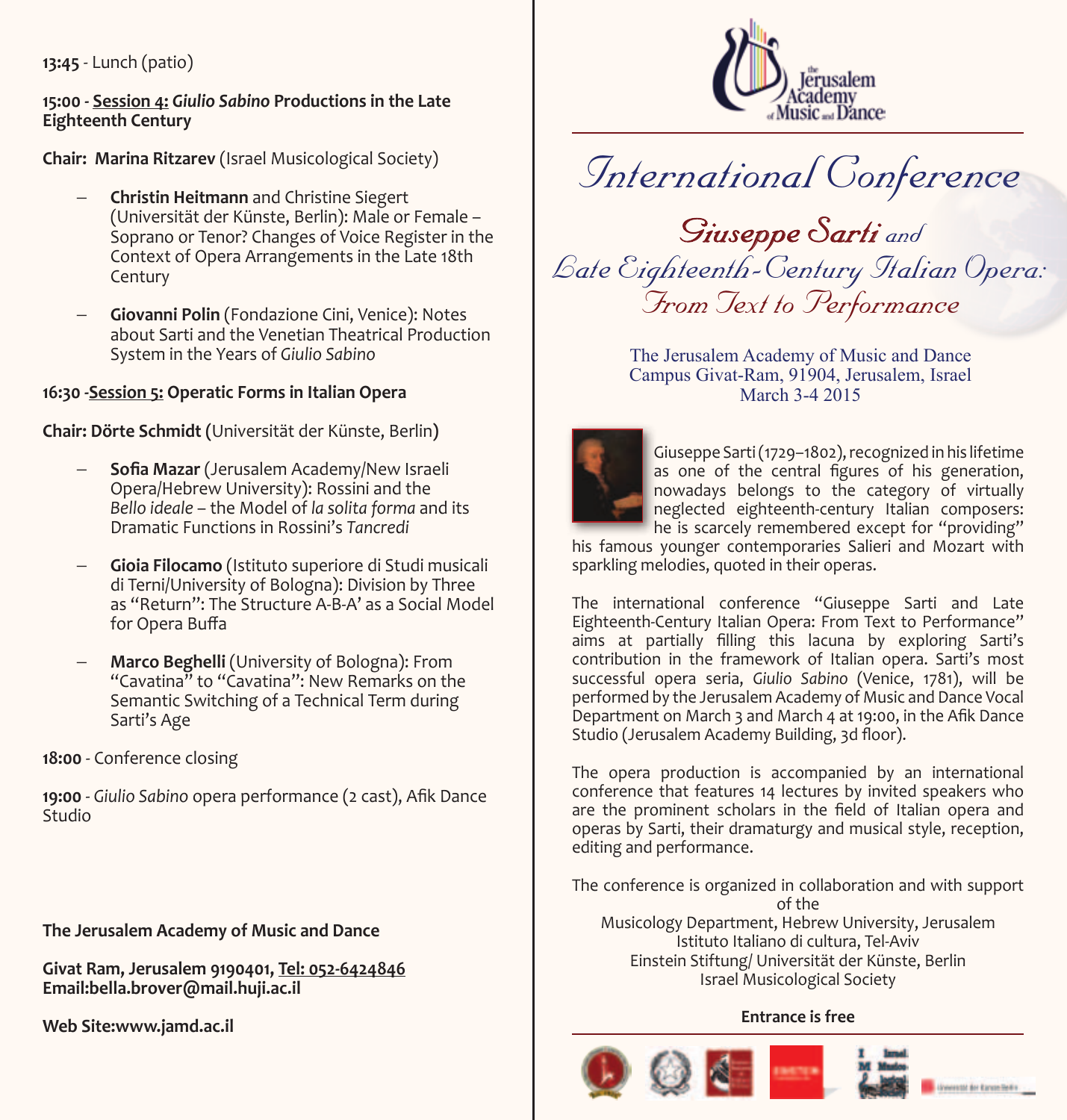**13:45** - Lunch (patio)

**15:00 - <u>Session 4:</u> *Giulio Sabino* Productions in the Late Eighteenth Century**

**Chair: Marina Ritzarev** (Israel Musicological Society)

- **Christin Heitmann** and Christine Siegert (Universität der Künste, Berlin): Male or Female – Soprano or Tenor? Changes of Voice Register in the Context of Opera Arrangements in the Late 18th Century
- **Giovanni Polin** (Fondazione Cini, Venice): Notes about Sarti and the Venetian Theatrical Production System in the Years of *Giulio Sabino*

**16:30 -<u>Session 5:</u> Operatic Forms in Italian Opera**

**Chair: Dörte Schmidt** (Universität der Künste, Berlin)

- **Sofia Mazar** (Jerusalem Academy/New Israeli Opera/Hebrew University): Rossini and the *Bello ideale* – the Model of *la solita forma* and its Dramatic Functions in Rossini's *Tancredi*
- **Gioia Filocamo** (Istituto superiore di Studi musicali di Terni/University of Bologna): Division by Three as "Return": The Structure A-B-A' as a Social Model for Opera Buffa
- **Marco Beghelli** (University of Bologna): From "Cavatina" to "Cavatina": New Remarks on the Semantic Switching of a Technical Term during Sarti's Age

**18:00** - Conference closing

**19:00** - *Giulio Sabino* opera performance (2 cast), Afik Dance Studio

**The Jerusalem Academy of Music and Dance**

**Givat Ram, Jerusalem 9190401, <u>Tel: 052-6424846</u>**
**Email:bella.brover@mail.huji.ac.il**

**Web Site:www.jamd.ac.il**

the Jerusalem Academy of Music and Dance

# *International Conference*

## *Giuseppe Sarti and Late Eighteenth-Century Italian Opera: From Text to Performance*

The Jerusalem Academy of Music and Dance
Campus Givat-Ram, 91904, Jerusalem, Israel
March 3-4 2015

Giuseppe Sarti (1729–1802), recognized in his lifetime as one of the central figures of his generation, nowadays belongs to the category of virtually neglected eighteenth-century Italian composers: he is scarcely remembered except for "providing" his famous younger contemporaries Salieri and Mozart with sparkling melodies, quoted in their operas.

The international conference "Giuseppe Sarti and Late Eighteenth-Century Italian Opera: From Text to Performance" aims at partially filling this lacuna by exploring Sarti's contribution in the framework of Italian opera. Sarti's most successful opera seria, *Giulio Sabino* (Venice, 1781), will be performed by the Jerusalem Academy of Music and Dance Vocal Department on March 3 and March 4 at 19:00, in the Afik Dance Studio (Jerusalem Academy Building, 3d floor).

The opera production is accompanied by an international conference that features 14 lectures by invited speakers who are the prominent scholars in the field of Italian opera and operas by Sarti, their dramaturgy and musical style, reception, editing and performance.

The conference is organized in collaboration and with support of the
Musicology Department, Hebrew University, Jerusalem
Istituto Italiano di cultura, Tel-Aviv
Einstein Stiftung/ Universität der Künste, Berlin
Israel Musicological Society

**Entrance is free**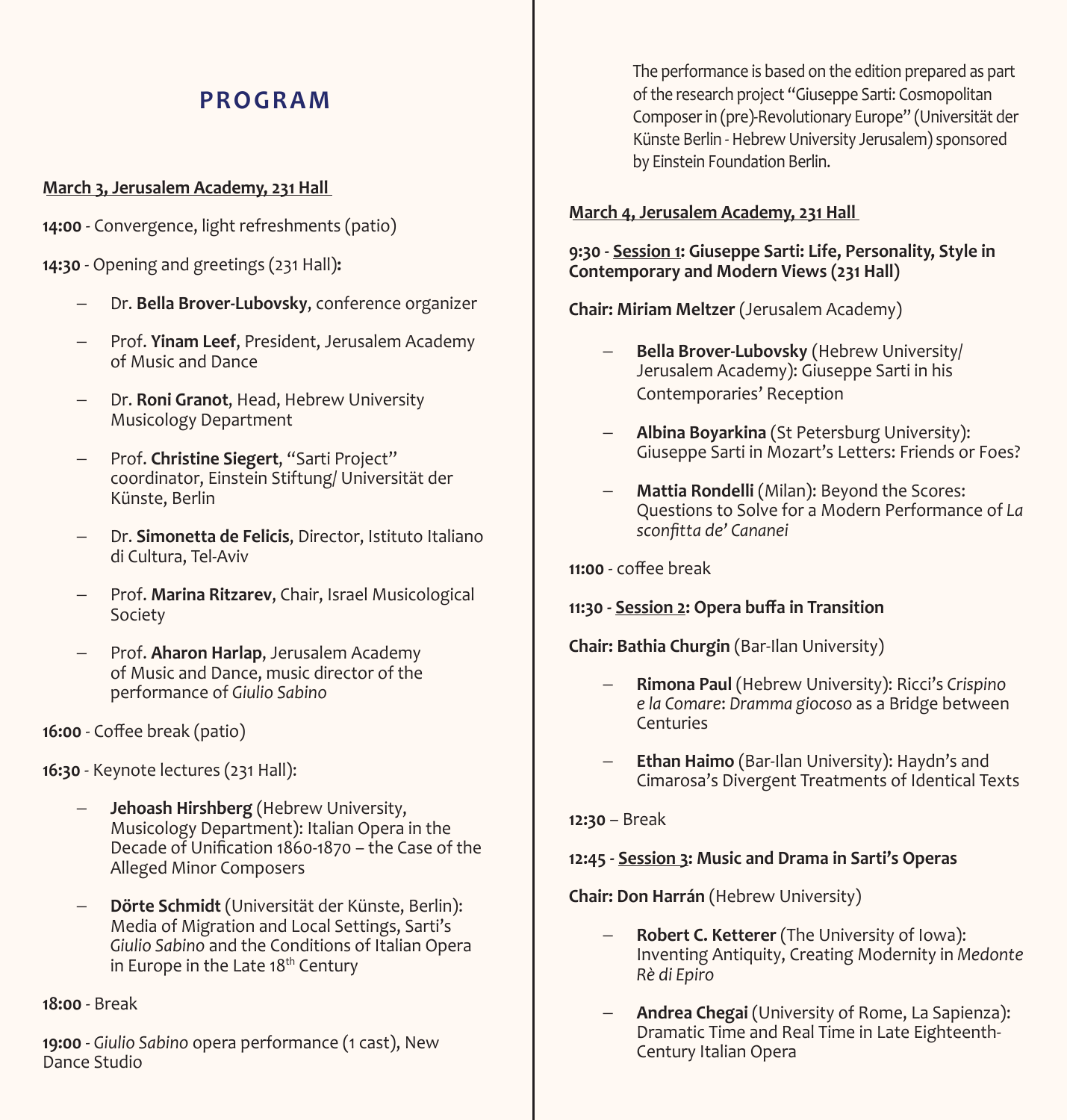# PROGRAM

**March 3, Jerusalem Academy, 231 Hall**

**14:00** - Convergence, light refreshments (patio)

**14:30** - Opening and greetings (231 Hall)**:**

- Dr. **Bella Brover-Lubovsky**, conference organizer
- Prof. **Yinam Leef**, President, Jerusalem Academy of Music and Dance
- Dr. **Roni Granot**, Head, Hebrew University Musicology Department
- Prof. **Christine Siegert**, "Sarti Project" coordinator, Einstein Stiftung/ Universität der Künste, Berlin
- Dr. **Simonetta de Felicis**, Director, Istituto Italiano di Cultura, Tel-Aviv
- Prof. **Marina Ritzarev**, Chair, Israel Musicological Society
- Prof. **Aharon Harlap**, Jerusalem Academy of Music and Dance, music director of the performance of *Giulio Sabino*

**16:00** - Coffee break (patio)

**16:30** - Keynote lectures (231 Hall):

- **Jehoash Hirshberg** (Hebrew University, Musicology Department): Italian Opera in the Decade of Unification 1860-1870 – the Case of the Alleged Minor Composers
- **Dörte Schmidt** (Universität der Künste, Berlin): Media of Migration and Local Settings, Sarti's *Giulio Sabino* and the Conditions of Italian Opera in Europe in the Late 18th Century

**18:00** - Break

**19:00** - *Giulio Sabino* opera performance (1 cast), New Dance Studio

The performance is based on the edition prepared as part of the research project "Giuseppe Sarti: Cosmopolitan Composer in (pre)-Revolutionary Europe" (Universität der Künste Berlin - Hebrew University Jerusalem) sponsored by Einstein Foundation Berlin.

**March 4, Jerusalem Academy, 231 Hall**

**9:30 - Session 1: Giuseppe Sarti: Life, Personality, Style in Contemporary and Modern Views (231 Hall)**

**Chair: Miriam Meltzer** (Jerusalem Academy)

- **Bella Brover-Lubovsky** (Hebrew University/ Jerusalem Academy): Giuseppe Sarti in his Contemporaries' Reception
- **Albina Boyarkina** (St Petersburg University): Giuseppe Sarti in Mozart's Letters: Friends or Foes?
- **Mattia Rondelli** (Milan): Beyond the Scores: Questions to Solve for a Modern Performance of *La sconfitta de' Cananei*

**11:00** - coffee break

**11:30 - Session 2: Opera buffa in Transition**

**Chair: Bathia Churgin** (Bar-Ilan University)

- **Rimona Paul** (Hebrew University): Ricci's *Crispino e la Comare*: *Dramma giocoso* as a Bridge between Centuries
- **Ethan Haimo** (Bar-Ilan University): Haydn's and Cimarosa's Divergent Treatments of Identical Texts

**12:30** – Break

**12:45 - Session 3: Music and Drama in Sarti's Operas**

**Chair: Don Harrán** (Hebrew University)

- **Robert C. Ketterer** (The University of Iowa): Inventing Antiquity, Creating Modernity in *Medonte Rè di Epiro*
- **Andrea Chegai** (University of Rome, La Sapienza): Dramatic Time and Real Time in Late Eighteenth-Century Italian Opera